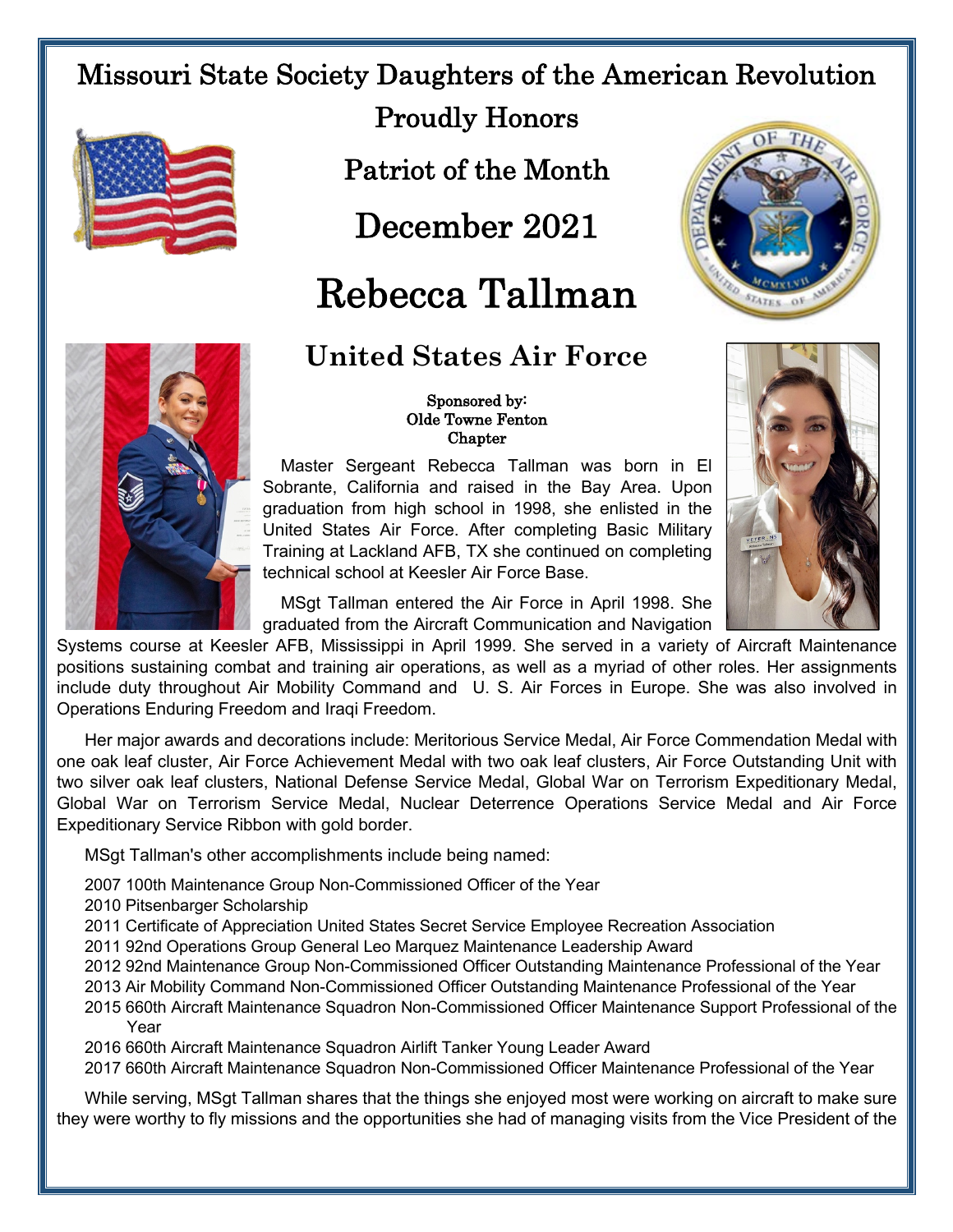# Missouri State Society Daughters of the American Revolution

## Proudly Honors

## Patriot of the Month

## December 2021

# Rebecca Tallman

## United States Air Force

**Sponsored by:**
**Olde Towne Fenton Chapter**

Master Sergeant Rebecca Tallman was born in El Sobrante, California and raised in the Bay Area. Upon graduation from high school in 1998, she enlisted in the United States Air Force. After completing Basic Military Training at Lackland AFB, TX she continued on completing technical school at Keesler Air Force Base.

MSgt Tallman entered the Air Force in April 1998. She graduated from the Aircraft Communication and Navigation Systems course at Keesler AFB, Mississippi in April 1999. She served in a variety of Aircraft Maintenance positions sustaining combat and training air operations, as well as a myriad of other roles. Her assignments include duty throughout Air Mobility Command and U. S. Air Forces in Europe. She was also involved in Operations Enduring Freedom and Iraqi Freedom.

Her major awards and decorations include: Meritorious Service Medal, Air Force Commendation Medal with one oak leaf cluster, Air Force Achievement Medal with two oak leaf clusters, Air Force Outstanding Unit with two silver oak leaf clusters, National Defense Service Medal, Global War on Terrorism Expeditionary Medal, Global War on Terrorism Service Medal, Nuclear Deterrence Operations Service Medal and Air Force Expeditionary Service Ribbon with gold border.

MSgt Tallman's other accomplishments include being named:

- 2007 100th Maintenance Group Non-Commissioned Officer of the Year
- 2010 Pitsenbarger Scholarship
- 2011 Certificate of Appreciation United States Secret Service Employee Recreation Association
- 2011 92nd Operations Group General Leo Marquez Maintenance Leadership Award
- 2012 92nd Maintenance Group Non-Commissioned Officer Outstanding Maintenance Professional of the Year
- 2013 Air Mobility Command Non-Commissioned Officer Outstanding Maintenance Professional of the Year
- 2015 660th Aircraft Maintenance Squadron Non-Commissioned Officer Maintenance Support Professional of the Year
- 2016 660th Aircraft Maintenance Squadron Airlift Tanker Young Leader Award
- 2017 660th Aircraft Maintenance Squadron Non-Commissioned Officer Maintenance Professional of the Year

While serving, MSgt Tallman shares that the things she enjoyed most were working on aircraft to make sure they were worthy to fly missions and the opportunities she had of managing visits from the Vice President of the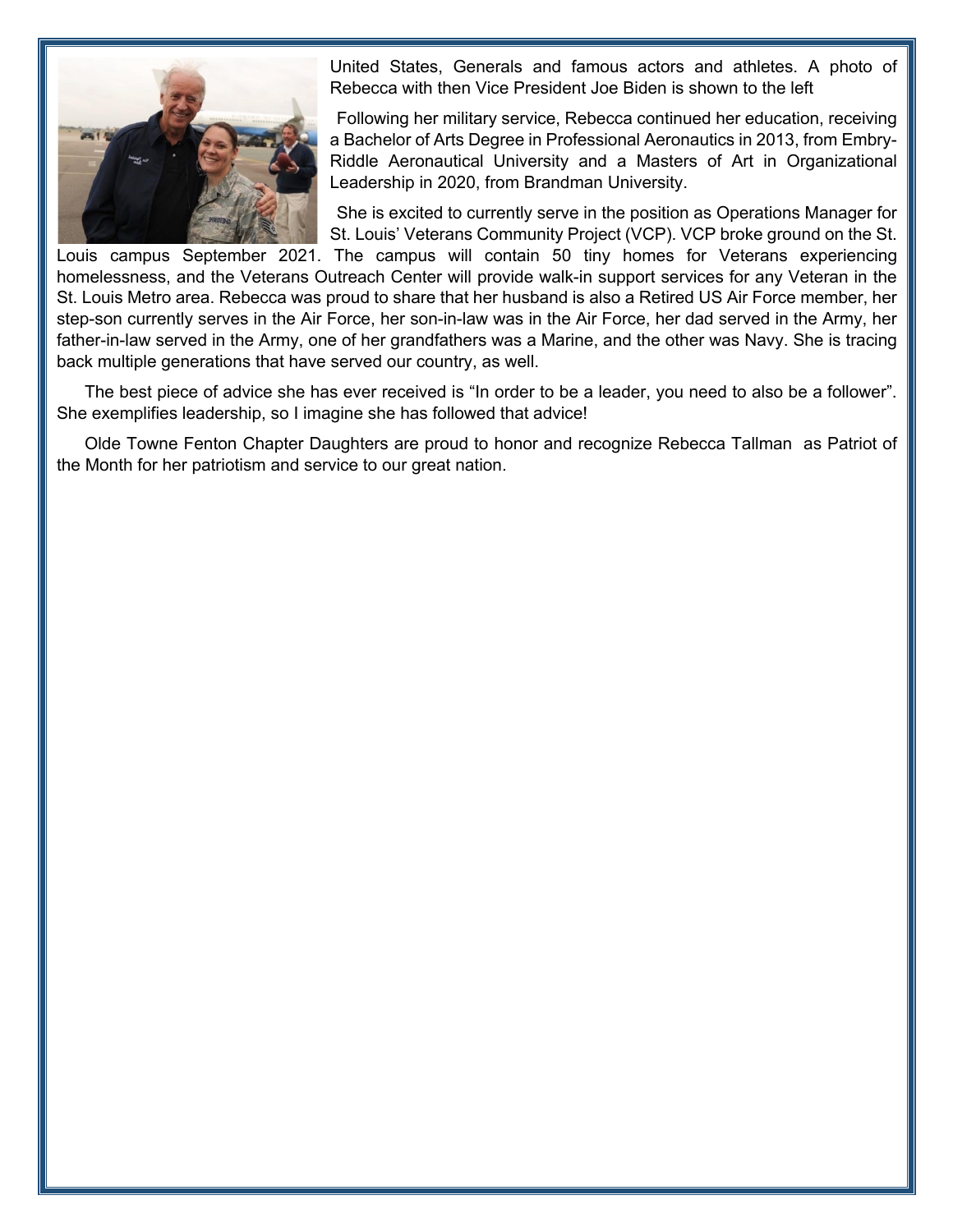United States, Generals and famous actors and athletes. A photo of Rebecca with then Vice President Joe Biden is shown to the left

Following her military service, Rebecca continued her education, receiving a Bachelor of Arts Degree in Professional Aeronautics in 2013, from Embry-Riddle Aeronautical University and a Masters of Art in Organizational Leadership in 2020, from Brandman University.

She is excited to currently serve in the position as Operations Manager for St. Louis' Veterans Community Project (VCP). VCP broke ground on the St. Louis campus September 2021. The campus will contain 50 tiny homes for Veterans experiencing homelessness, and the Veterans Outreach Center will provide walk-in support services for any Veteran in the St. Louis Metro area. Rebecca was proud to share that her husband is also a Retired US Air Force member, her step-son currently serves in the Air Force, her son-in-law was in the Air Force, her dad served in the Army, her father-in-law served in the Army, one of her grandfathers was a Marine, and the other was Navy. She is tracing back multiple generations that have served our country, as well.

The best piece of advice she has ever received is "In order to be a leader, you need to also be a follower". She exemplifies leadership, so I imagine she has followed that advice!

Olde Towne Fenton Chapter Daughters are proud to honor and recognize Rebecca Tallman as Patriot of the Month for her patriotism and service to our great nation.